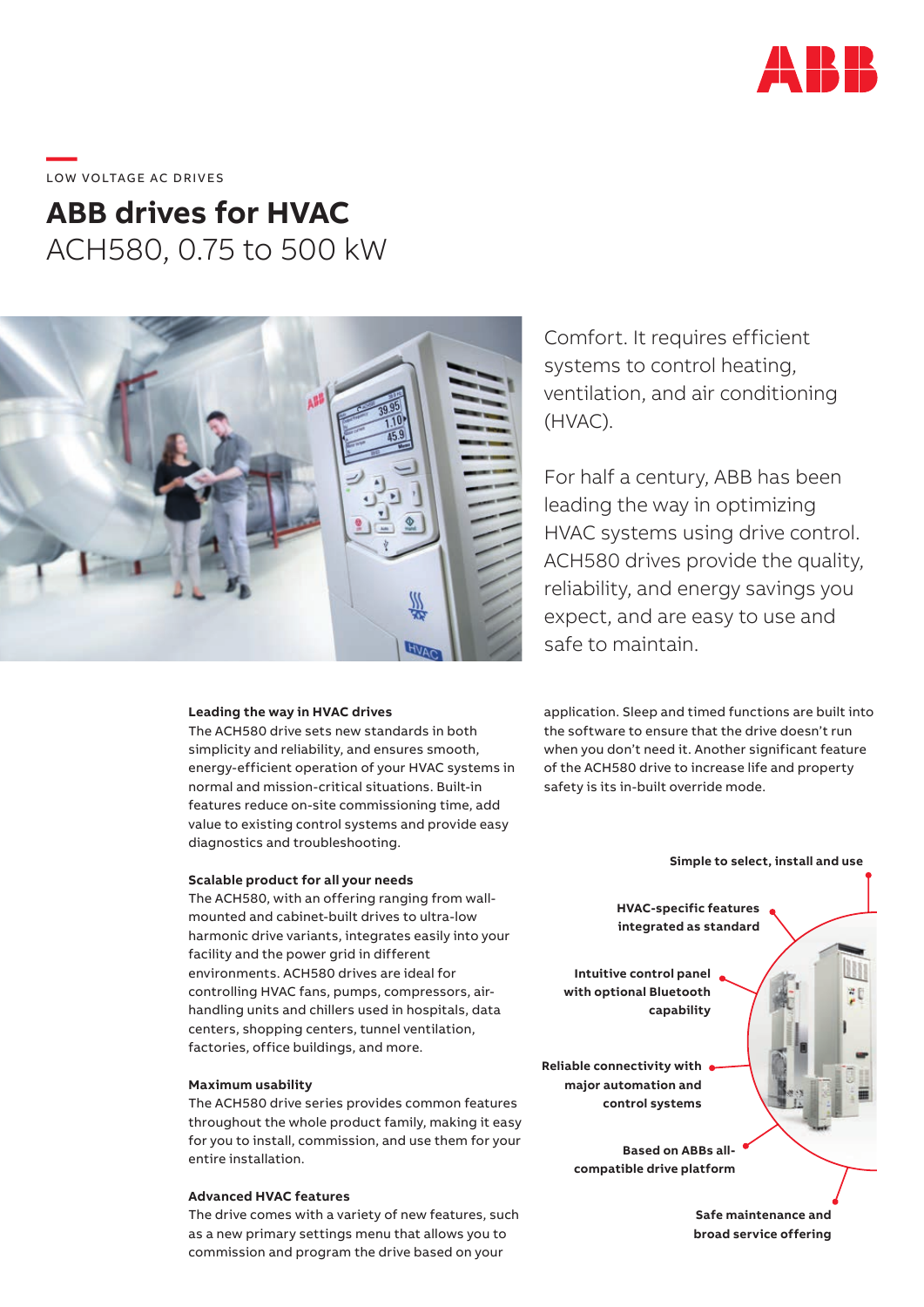LOW VOLTAGE AC DRIVES

# ABB drives for HVAC

## ACH580, 0.75 to 500 kW

Comfort. It requires efficient systems to control heating, ventilation, and air conditioning (HVAC).

For half a century, ABB has been leading the way in optimizing HVAC systems using drive control. ACH580 drives provide the quality, reliability, and energy savings you expect, and are easy to use and safe to maintain.

**Leading the way in HVAC drives**
The ACH580 drive sets new standards in both simplicity and reliability, and ensures smooth, energy-efficient operation of your HVAC systems in normal and mission-critical situations. Built-in features reduce on-site commissioning time, add value to existing control systems and provide easy diagnostics and troubleshooting.

**Scalable product for all your needs**
The ACH580, with an offering ranging from wall-mounted and cabinet-built drives to ultra-low harmonic drive variants, integrates easily into your facility and the power grid in different environments. ACH580 drives are ideal for controlling HVAC fans, pumps, compressors, air-handling units and chillers used in hospitals, data centers, shopping centers, tunnel ventilation, factories, office buildings, and more.

**Maximum usability**
The ACH580 drive series provides common features throughout the whole product family, making it easy for you to install, commission, and use them for your entire installation.

**Advanced HVAC features**
The drive comes with a variety of new features, such as a new primary settings menu that allows you to commission and program the drive based on your application. Sleep and timed functions are built into the software to ensure that the drive doesn't run when you don't need it. Another significant feature of the ACH580 drive to increase life and property safety is its in-built override mode.

**Simple to select, install and use**

**HVAC-specific features integrated as standard**

**Intuitive control panel with optional Bluetooth capability**

**Reliable connectivity with major automation and control systems**

**Based on ABBs all-compatible drive platform**

**Safe maintenance and broad service offering**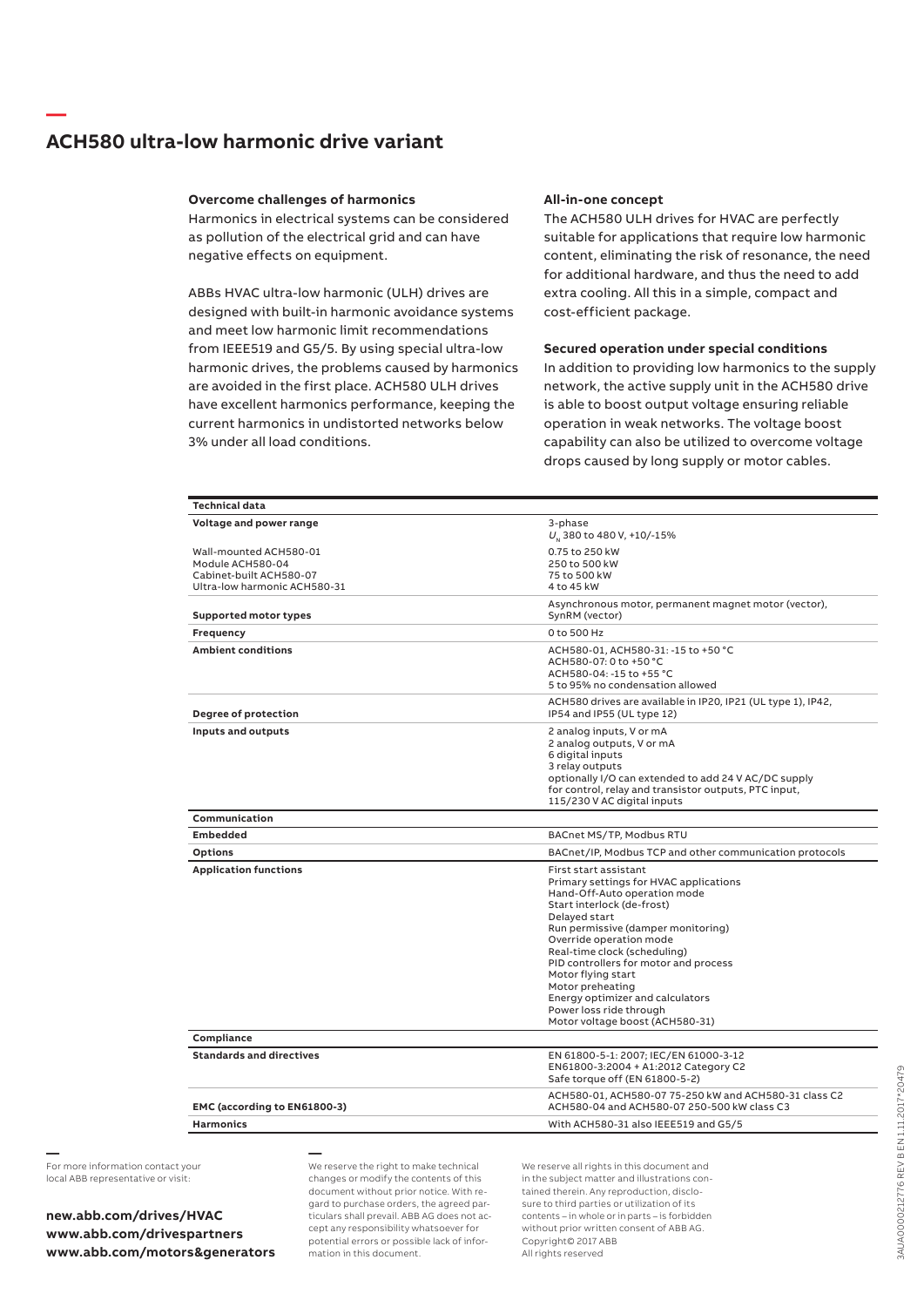# ACH580 ultra-low harmonic drive variant

**Overcome challenges of harmonics**

Harmonics in electrical systems can be considered as pollution of the electrical grid and can have negative effects on equipment.

ABBs HVAC ultra-low harmonic (ULH) drives are designed with built-in harmonic avoidance systems and meet low harmonic limit recommendations from IEEE519 and G5/5. By using special ultra-low harmonic drives, the problems caused by harmonics are avoided in the first place. ACH580 ULH drives have excellent harmonics performance, keeping the current harmonics in undistorted networks below 3% under all load conditions.

**All-in-one concept**

The ACH580 ULH drives for HVAC are perfectly suitable for applications that require low harmonic content, eliminating the risk of resonance, the need for additional hardware, and thus the need to add extra cooling. All this in a simple, compact and cost-efficient package.

**Secured operation under special conditions**

In addition to providing low harmonics to the supply network, the active supply unit in the ACH580 drive is able to boost output voltage ensuring reliable operation in weak networks. The voltage boost capability can also be utilized to overcome voltage drops caused by long supply or motor cables.

| Technical data | |
|---|---|
| **Voltage and power range** | 3-phase<br>$U_N$ 380 to 480 V, +10/-15% |
| Wall-mounted ACH580-01<br>Module ACH580-04<br>Cabinet-built ACH580-07<br>Ultra-low harmonic ACH580-31 | 0.75 to 250 kW<br>250 to 500 kW<br>75 to 500 kW<br>4 to 45 kW |
| **Supported motor types** | Asynchronous motor, permanent magnet motor (vector), SynRM (vector) |
| **Frequency** | 0 to 500 Hz |
| **Ambient conditions** | ACH580-01, ACH580-31: -15 to +50 °C<br>ACH580-07: 0 to +50 °C<br>ACH580-04: -15 to +55 °C<br>5 to 95% no condensation allowed |
| **Degree of protection** | ACH580 drives are available in IP20, IP21 (UL type 1), IP42, IP54 and IP55 (UL type 12) |
| **Inputs and outputs** | 2 analog inputs, V or mA<br>2 analog outputs, V or mA<br>6 digital inputs<br>3 relay outputs<br>optionally I/O can extended to add 24 V AC/DC supply for control, relay and transistor outputs, PTC input, 115/230 V AC digital inputs |
| **Communication** | |
| **Embedded** | BACnet MS/TP, Modbus RTU |
| **Options** | BACnet/IP, Modbus TCP and other communication protocols |
| **Application functions** | First start assistant<br>Primary settings for HVAC applications<br>Hand-Off-Auto operation mode<br>Start interlock (de-frost)<br>Delayed start<br>Run permissive (damper monitoring)<br>Override operation mode<br>Real-time clock (scheduling)<br>PID controllers for motor and process<br>Motor flying start<br>Motor preheating<br>Energy optimizer and calculators<br>Power loss ride through<br>Motor voltage boost (ACH580-31) |
| **Compliance** | |
| **Standards and directives** | EN 61800-5-1: 2007; IEC/EN 61000-3-12<br>EN61800-3:2004 + A1:2012 Category C2<br>Safe torque off (EN 61800-5-2) |
| **EMC (according to EN61800-3)** | ACH580-01, ACH580-07 75-250 kW and ACH580-31 class C2<br>ACH580-04 and ACH580-07 250-500 kW class C3 |
| **Harmonics** | With ACH580-31 also IEEE519 and G5/5 |

For more information contact your local ABB representative or visit:

**new.abb.com/drives/HVAC**
**www.abb.com/drivespartners**
**www.abb.com/motors&generators**

We reserve the right to make technical changes or modify the contents of this document without prior notice. With regard to purchase orders, the agreed particulars shall prevail. ABB AG does not accept any responsibility whatsoever for potential errors or possible lack of information in this document.

We reserve all rights in this document and in the subject matter and illustrations contained therein. Any reproduction, disclosure to third parties or utilization of its contents – in whole or in parts – is forbidden without prior written consent of ABB AG.
Copyright© 2017 ABB
All rights reserved

3AUA0000212776 REV B EN 1.11.2017*20479